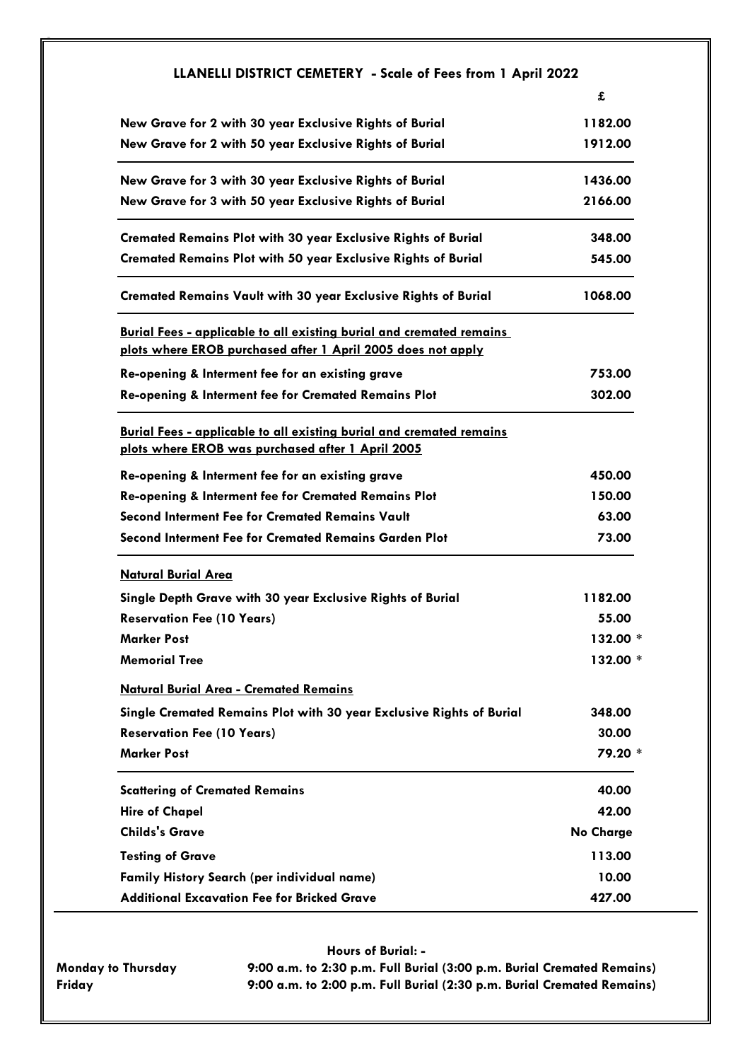## LLANELLI DISTRICT CEMETERY - Scale of Fees from 1 April 2022

| | £ |
|---|---|
| **New Grave for 2 with 30 year Exclusive Rights of Burial** | **1182.00** |
| **New Grave for 2 with 50 year Exclusive Rights of Burial** | **1912.00** |
| **New Grave for 3 with 30 year Exclusive Rights of Burial** | **1436.00** |
| **New Grave for 3 with 50 year Exclusive Rights of Burial** | **2166.00** |
| **Cremated Remains Plot with 30 year Exclusive Rights of Burial** | **348.00** |
| **Cremated Remains Plot with 50 year Exclusive Rights of Burial** | **545.00** |
| **Cremated Remains Vault with 30 year Exclusive Rights of Burial** | **1068.00** |
| **Burial Fees - applicable to all existing burial and cremated remains plots where EROB purchased after 1 April 2005 does not apply** | |
| **Re-opening & Interment fee for an existing grave** | **753.00** |
| **Re-opening & Interment fee for Cremated Remains Plot** | **302.00** |
| **Burial Fees - applicable to all existing burial and cremated remains plots where EROB was purchased after 1 April 2005** | |
| **Re-opening & Interment fee for an existing grave** | **450.00** |
| **Re-opening & Interment fee for Cremated Remains Plot** | **150.00** |
| **Second Interment Fee for Cremated Remains Vault** | **63.00** |
| **Second Interment Fee for Cremated Remains Garden Plot** | **73.00** |
| **Natural Burial Area** | |
| **Single Depth Grave with 30 year Exclusive Rights of Burial** | **1182.00** |
| **Reservation Fee (10 Years)** | **55.00** |
| **Marker Post** | **132.00 *** |
| **Memorial Tree** | **132.00 *** |
| **Natural Burial Area - Cremated Remains** | |
| **Single Cremated Remains Plot with 30 year Exclusive Rights of Burial** | **348.00** |
| **Reservation Fee (10 Years)** | **30.00** |
| **Marker Post** | **79.20 *** |
| **Scattering of Cremated Remains** | **40.00** |
| **Hire of Chapel** | **42.00** |
| **Childs's Grave** | **No Charge** |
| **Testing of Grave** | **113.00** |
| **Family History Search (per individual name)** | **10.00** |
| **Additional Excavation Fee for Bricked Grave** | **427.00** |

**Hours of Burial: -**

| | |
|---|---|
| **Monday to Thursday** | **9:00 a.m. to 2:30 p.m. Full Burial (3:00 p.m. Burial Cremated Remains)** |
| **Friday** | **9:00 a.m. to 2:00 p.m. Full Burial (2:30 p.m. Burial Cremated Remains)** |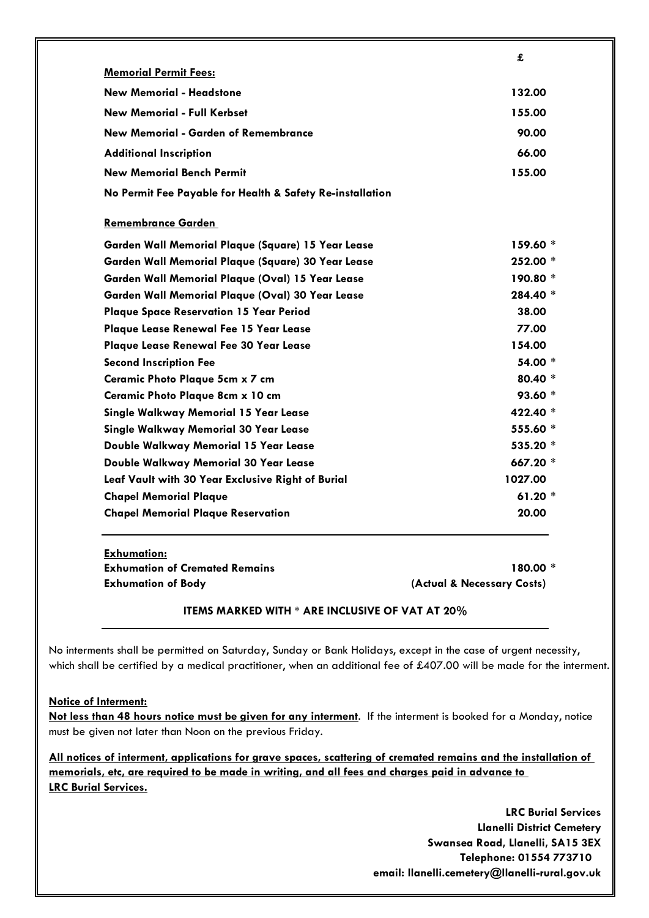| | £ |
|---|---|
| **Memorial Permit Fees:** | |
| **New Memorial - Headstone** | **132.00** |
| **New Memorial - Full Kerbset** | **155.00** |
| **New Memorial - Garden of Remembrance** | **90.00** |
| **Additional Inscription** | **66.00** |
| **New Memorial Bench Permit** | **155.00** |
| **No Permit Fee Payable for Health & Safety Re-installation** | |
| **Remembrance Garden** | |
| **Garden Wall Memorial Plaque (Square) 15 Year Lease** | **159.60 *** |
| **Garden Wall Memorial Plaque (Square) 30 Year Lease** | **252.00 *** |
| **Garden Wall Memorial Plaque (Oval) 15 Year Lease** | **190.80 *** |
| **Garden Wall Memorial Plaque (Oval) 30 Year Lease** | **284.40 *** |
| **Plaque Space Reservation 15 Year Period** | **38.00** |
| **Plaque Lease Renewal Fee 15 Year Lease** | **77.00** |
| **Plaque Lease Renewal Fee 30 Year Lease** | **154.00** |
| **Second Inscription Fee** | **54.00 *** |
| **Ceramic Photo Plaque 5cm x 7 cm** | **80.40 *** |
| **Ceramic Photo Plaque 8cm x 10 cm** | **93.60 *** |
| **Single Walkway Memorial 15 Year Lease** | **422.40 *** |
| **Single Walkway Memorial 30 Year Lease** | **555.60 *** |
| **Double Walkway Memorial 15 Year Lease** | **535.20 *** |
| **Double Walkway Memorial 30 Year Lease** | **667.20 *** |
| **Leaf Vault with 30 Year Exclusive Right of Burial** | **1027.00** |
| **Chapel Memorial Plaque** | **61.20 *** |
| **Chapel Memorial Plaque Reservation** | **20.00** |

| | |
|---|---|
| **Exhumation:** | |
| **Exhumation of Cremated Remains** | **180.00 *** |
| **Exhumation of Body** | **(Actual & Necessary Costs)** |

**ITEMS MARKED WITH * ARE INCLUSIVE OF VAT AT 20%**

No interments shall be permitted on Saturday, Sunday or Bank Holidays, except in the case of urgent necessity, which shall be certified by a medical practitioner, when an additional fee of £407.00 will be made for the interment.

**Notice of Interment:**

**Not less than 48 hours notice must be given for any interment**. If the interment is booked for a Monday, notice must be given not later than Noon on the previous Friday.

**All notices of interment, applications for grave spaces, scattering of cremated remains and the installation of memorials, etc, are required to be made in writing, and all fees and charges paid in advance to LRC Burial Services.**

**LRC Burial Services**
**Llanelli District Cemetery**
**Swansea Road, Llanelli, SA15 3EX**
**Telephone: 01554 773710**
**email: llanelli.cemetery@llanelli-rural.gov.uk**